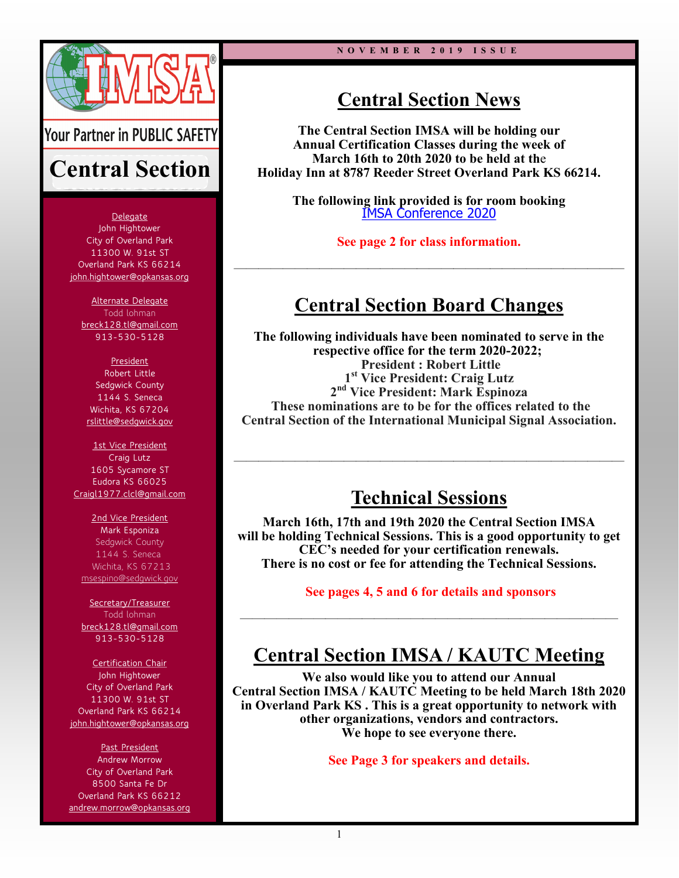NOVEMBER 2019 ISSUE

IMSA

Your Partner in PUBLIC SAFETY

# Central Section

Delegate
John Hightower
City of Overland Park
11300 W. 91st ST
Overland Park KS 66214
john.hightower@opkansas.org

Alternate Delegate
Todd lohman
breck128.tl@gmail.com
913-530-5128

President
Robert Little
Sedgwick County
1144 S. Seneca
Wichita, KS 67204
rslittle@sedgwick.gov

1st Vice President
Craig Lutz
1605 Sycamore ST
Eudora KS 66025
Craigl1977.clcl@gmail.com

2nd Vice President
Mark Esponiza
Sedgwick County
1144 S. Seneca
Wichita, KS 67213
msespino@sedgwick.gov

Secretary/Treasurer
Todd lohman
breck128.tl@gmail.com
913-530-5128

Certification Chair
John Hightower
City of Overland Park
11300 W. 91st ST
Overland Park KS 66214
john.hightower@opkansas.org

Past President
Andrew Morrow
City of Overland Park
8500 Santa Fe Dr
Overland Park KS 66212
andrew.morrow@opkansas.org

## Central Section News

**The Central Section IMSA will be holding our Annual Certification Classes during the week of March 16th to 20th 2020 to be held at the Holiday Inn at 8787 Reeder Street Overland Park KS 66214.**

**The following link provided is for room booking**
IMSA Conference 2020

**See page 2 for class information.**

---

## Central Section Board Changes

**The following individuals have been nominated to serve in the respective office for the term 2020-2022;**
**President : Robert Little**
**1st Vice President: Craig Lutz**
**2nd Vice President: Mark Espinoza**
**These nominations are to be for the offices related to the Central Section of the International Municipal Signal Association.**

---

## Technical Sessions

**March 16th, 17th and 19th 2020 the Central Section IMSA will be holding Technical Sessions. This is a good opportunity to get CEC's needed for your certification renewals.**
**There is no cost or fee for attending the Technical Sessions.**

**See pages 4, 5 and 6 for details and sponsors**

---

## Central Section IMSA / KAUTC Meeting

**We also would like you to attend our Annual Central Section IMSA / KAUTC Meeting to be held March 18th 2020 in Overland Park KS . This is a great opportunity to network with other organizations, vendors and contractors.**
**We hope to see everyone there.**

**See Page 3 for speakers and details.**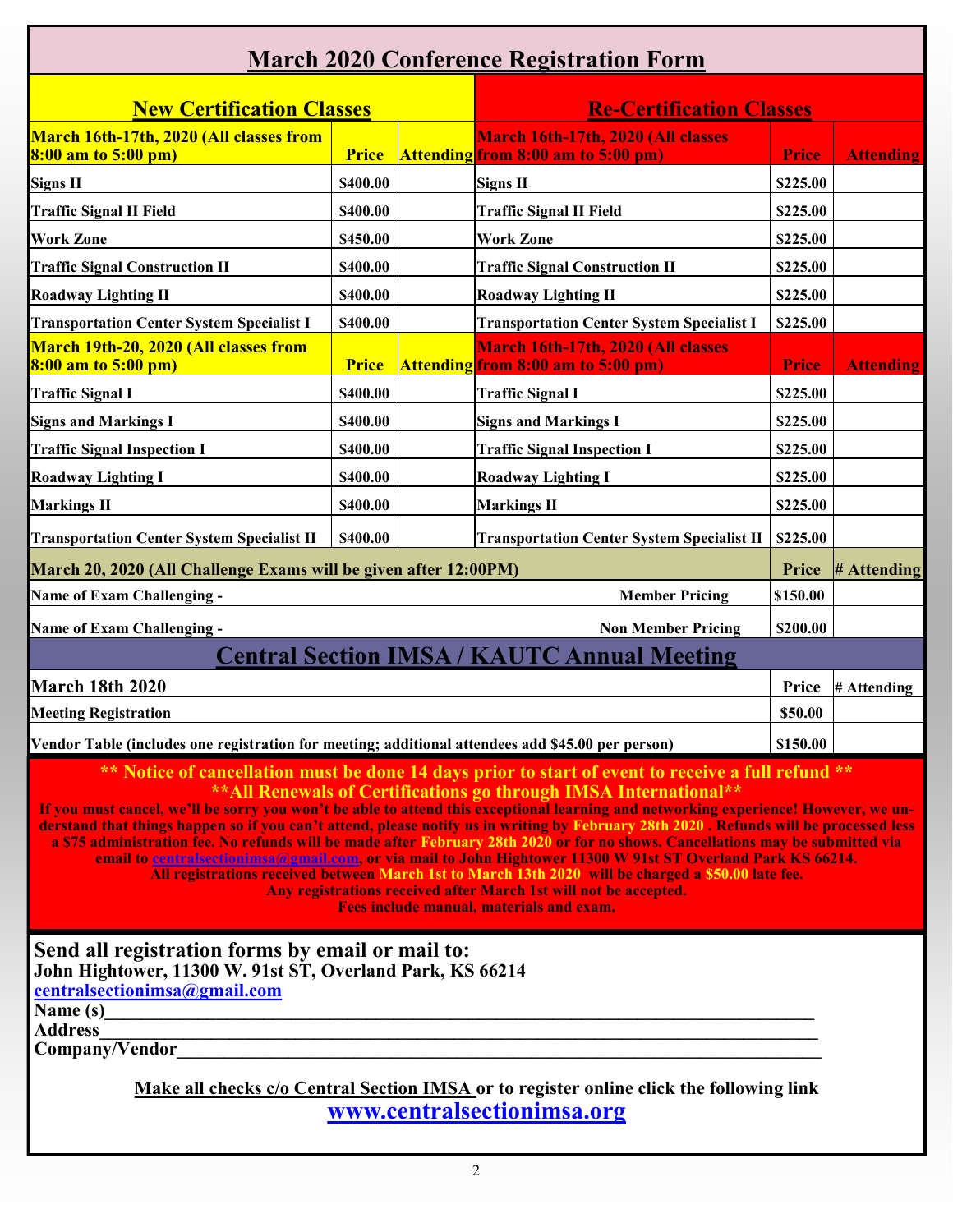# March 2020 Conference Registration Form

| New Certification Classes | | | Re-Certification Classes | | |
|---|---|---|---|---|---|
| **March 16th-17th, 2020 (All classes from 8:00 am to 5:00 pm)** | **Price** | **Attending** | **March 16th-17th, 2020 (All classes from 8:00 am to 5:00 pm)** | **Price** | **Attending** |
| Signs II | $400.00 | | Signs II | $225.00 | |
| Traffic Signal II Field | $400.00 | | Traffic Signal II Field | $225.00 | |
| Work Zone | $450.00 | | Work Zone | $225.00 | |
| Traffic Signal Construction II | $400.00 | | Traffic Signal Construction II | $225.00 | |
| Roadway Lighting II | $400.00 | | Roadway Lighting II | $225.00 | |
| Transportation Center System Specialist I | $400.00 | | Transportation Center System Specialist I | $225.00 | |
| **March 19th-20, 2020 (All classes from 8:00 am to 5:00 pm)** | **Price** | **Attending** | **March 16th-17th, 2020 (All classes from 8:00 am to 5:00 pm)** | **Price** | **Attending** |
| Traffic Signal I | $400.00 | | Traffic Signal I | $225.00 | |
| Signs and Markings I | $400.00 | | Signs and Markings I | $225.00 | |
| Traffic Signal Inspection I | $400.00 | | Traffic Signal Inspection I | $225.00 | |
| Roadway Lighting I | $400.00 | | Roadway Lighting I | $225.00 | |
| Markings II | $400.00 | | Markings II | $225.00 | |
| Transportation Center System Specialist II | $400.00 | | Transportation Center System Specialist II | $225.00 | |

| March 20, 2020 (All Challenge Exams will be given after 12:00PM) | | Price | # Attending |
|---|---|---|---|
| Name of Exam Challenging - | Member Pricing | $150.00 | |
| Name of Exam Challenging - | Non Member Pricing | $200.00 | |

## Central Section IMSA / KAUTC Annual Meeting

| March 18th 2020 | Price | # Attending |
|---|---|---|
| Meeting Registration | $50.00 | |
| Vendor Table (includes one registration for meeting; additional attendees add $45.00 per person) | $150.00 | |

**\*\* Notice of cancellation must be done 14 days prior to start of event to receive a full refund \*\***

**\*\*All Renewals of Certifications go through IMSA International\*\***

**If you must cancel, we'll be sorry you won't be able to attend this exceptional learning and networking experience! However, we understand that things happen so if you can't attend, please notify us in writing by February 28th 2020 . Refunds will be processed less a $75 administration fee. No refunds will be made after February 28th 2020 or for no shows. Cancellations may be submitted via email to centralsectionimsa@gmail.com, or via mail to John Hightower 11300 W 91st ST Overland Park KS 66214.**

**All registrations received between March 1st to March 13th 2020 will be charged a $50.00 late fee.**

**Any registrations received after March 1st will not be accepted.**

**Fees include manual, materials and exam.**

## Send all registration forms by email or mail to:

**John Hightower, 11300 W. 91st ST, Overland Park, KS 66214**

**centralsectionimsa@gmail.com**

**Name (s)\_\_\_\_\_\_\_\_\_\_\_\_\_\_\_\_\_\_\_\_\_\_\_\_\_\_\_\_\_\_\_\_\_\_\_\_\_\_\_\_\_\_\_\_\_\_\_\_\_\_\_\_\_\_\_\_**

**Address\_\_\_\_\_\_\_\_\_\_\_\_\_\_\_\_\_\_\_\_\_\_\_\_\_\_\_\_\_\_\_\_\_\_\_\_\_\_\_\_\_\_\_\_\_\_\_\_\_\_\_\_\_\_\_\_**

**Company/Vendor\_\_\_\_\_\_\_\_\_\_\_\_\_\_\_\_\_\_\_\_\_\_\_\_\_\_\_\_\_\_\_\_\_\_\_\_\_\_\_\_\_\_\_\_\_\_\_\_\_\_\_\_**

**Make all checks c/o Central Section IMSA or to register online click the following link**

**www.centralsectionimsa.org**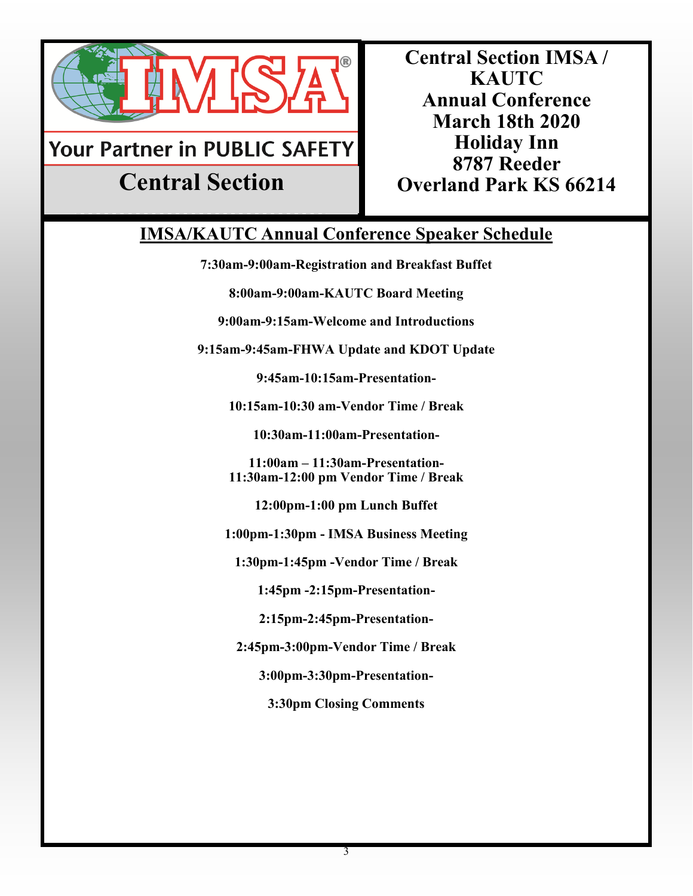**Your Partner in PUBLIC SAFETY**

**Central Section**

**Central Section IMSA / KAUTC Annual Conference March 18th 2020 Holiday Inn 8787 Reeder Overland Park KS 66214**

## IMSA/KAUTC Annual Conference Speaker Schedule

**7:30am-9:00am-Registration and Breakfast Buffet**

**8:00am-9:00am-KAUTC Board Meeting**

**9:00am-9:15am-Welcome and Introductions**

**9:15am-9:45am-FHWA Update and KDOT Update**

**9:45am-10:15am-Presentation-**

**10:15am-10:30 am-Vendor Time / Break**

**10:30am-11:00am-Presentation-**

**11:00am – 11:30am-Presentation-**
**11:30am-12:00 pm Vendor Time / Break**

**12:00pm-1:00 pm Lunch Buffet**

**1:00pm-1:30pm - IMSA Business Meeting**

**1:30pm-1:45pm -Vendor Time / Break**

**1:45pm -2:15pm-Presentation-**

**2:15pm-2:45pm-Presentation-**

**2:45pm-3:00pm-Vendor Time / Break**

**3:00pm-3:30pm-Presentation-**

**3:30pm Closing Comments**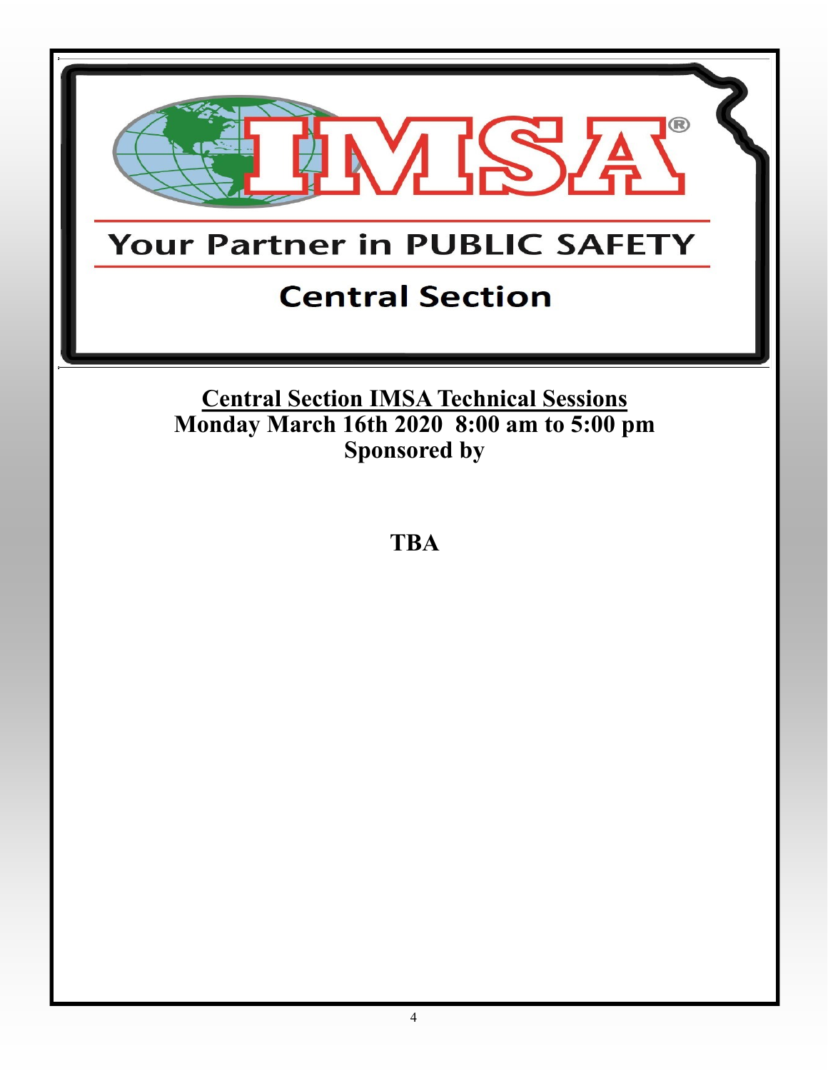IMSA®

Your Partner in PUBLIC SAFETY

Central Section

**Central Section IMSA Technical Sessions**
**Monday March 16th 2020 8:00 am to 5:00 pm**
**Sponsored by**

**TBA**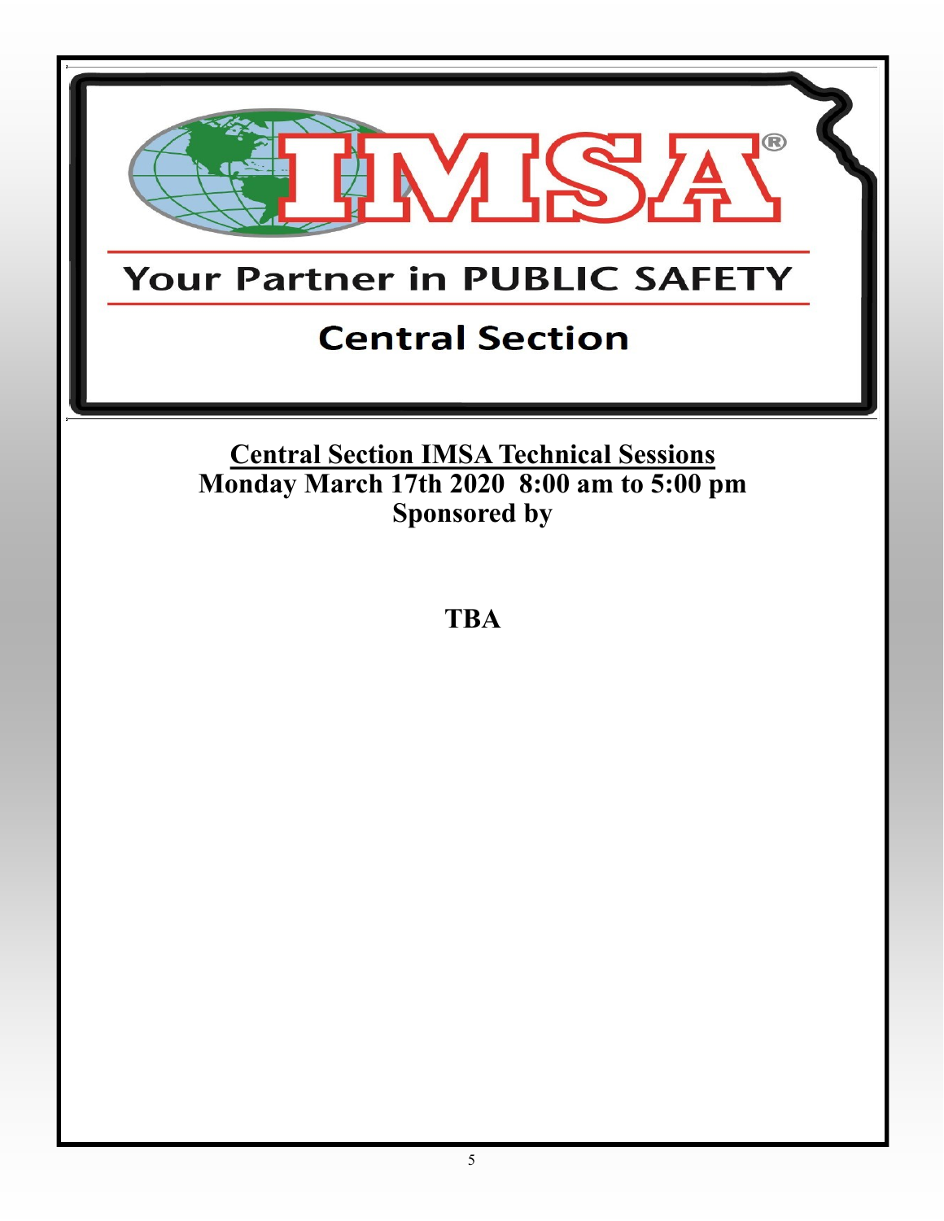IMSA®

Your Partner in PUBLIC SAFETY

Central Section

## Central Section IMSA Technical Sessions

**Monday March 17th 2020 8:00 am to 5:00 pm**

**Sponsored by**

**TBA**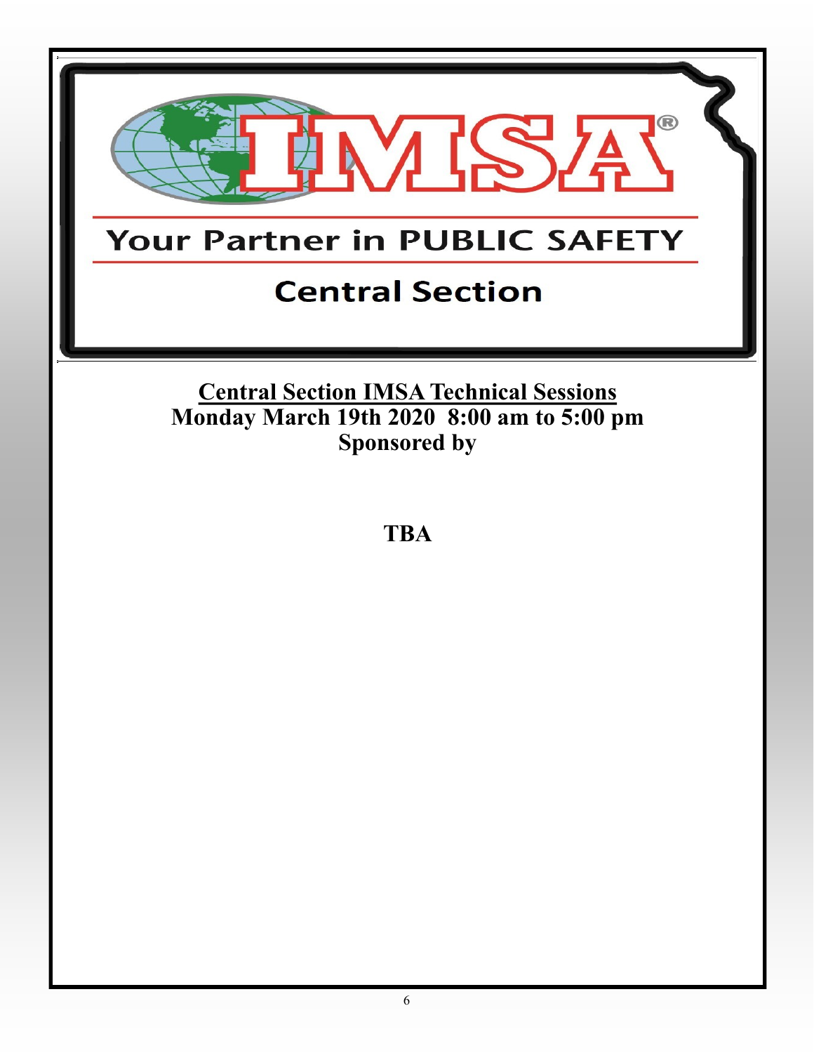IMSA®

Your Partner in PUBLIC SAFETY

Central Section

**Central Section IMSA Technical Sessions**
**Monday March 19th 2020 8:00 am to 5:00 pm**
**Sponsored by**

**TBA**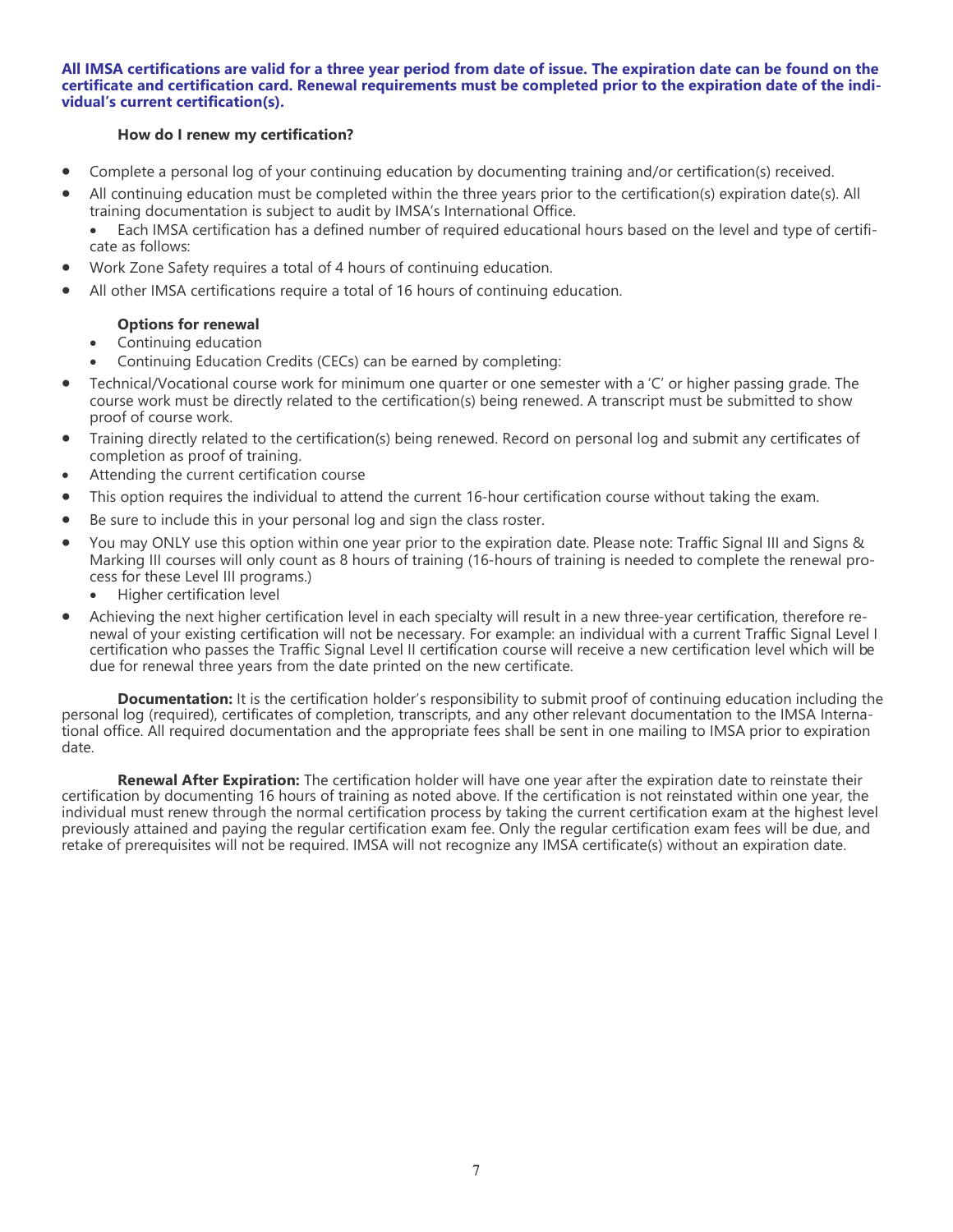**All IMSA certifications are valid for a three year period from date of issue. The expiration date can be found on the certificate and certification card. Renewal requirements must be completed prior to the expiration date of the individual's current certification(s).**

**How do I renew my certification?**

- Complete a personal log of your continuing education by documenting training and/or certification(s) received.
- All continuing education must be completed within the three years prior to the certification(s) expiration date(s). All training documentation is subject to audit by IMSA's International Office.
  - Each IMSA certification has a defined number of required educational hours based on the level and type of certificate as follows:
- Work Zone Safety requires a total of 4 hours of continuing education.
- All other IMSA certifications require a total of 16 hours of continuing education.

**Options for renewal**

- Continuing education
- Continuing Education Credits (CECs) can be earned by completing:
- Technical/Vocational course work for minimum one quarter or one semester with a 'C' or higher passing grade. The course work must be directly related to the certification(s) being renewed. A transcript must be submitted to show proof of course work.
- Training directly related to the certification(s) being renewed. Record on personal log and submit any certificates of completion as proof of training.
- Attending the current certification course
- This option requires the individual to attend the current 16-hour certification course without taking the exam.
- Be sure to include this in your personal log and sign the class roster.
- You may ONLY use this option within one year prior to the expiration date. Please note: Traffic Signal III and Signs & Marking III courses will only count as 8 hours of training (16-hours of training is needed to complete the renewal process for these Level III programs.)
  - Higher certification level
- Achieving the next higher certification level in each specialty will result in a new three-year certification, therefore renewal of your existing certification will not be necessary. For example: an individual with a current Traffic Signal Level I certification who passes the Traffic Signal Level II certification course will receive a new certification level which will be due for renewal three years from the date printed on the new certificate.

**Documentation:** It is the certification holder's responsibility to submit proof of continuing education including the personal log (required), certificates of completion, transcripts, and any other relevant documentation to the IMSA International office. All required documentation and the appropriate fees shall be sent in one mailing to IMSA prior to expiration date.

**Renewal After Expiration:** The certification holder will have one year after the expiration date to reinstate their certification by documenting 16 hours of training as noted above. If the certification is not reinstated within one year, the individual must renew through the normal certification process by taking the current certification exam at the highest level previously attained and paying the regular certification exam fee. Only the regular certification exam fees will be due, and retake of prerequisites will not be required. IMSA will not recognize any IMSA certificate(s) without an expiration date.